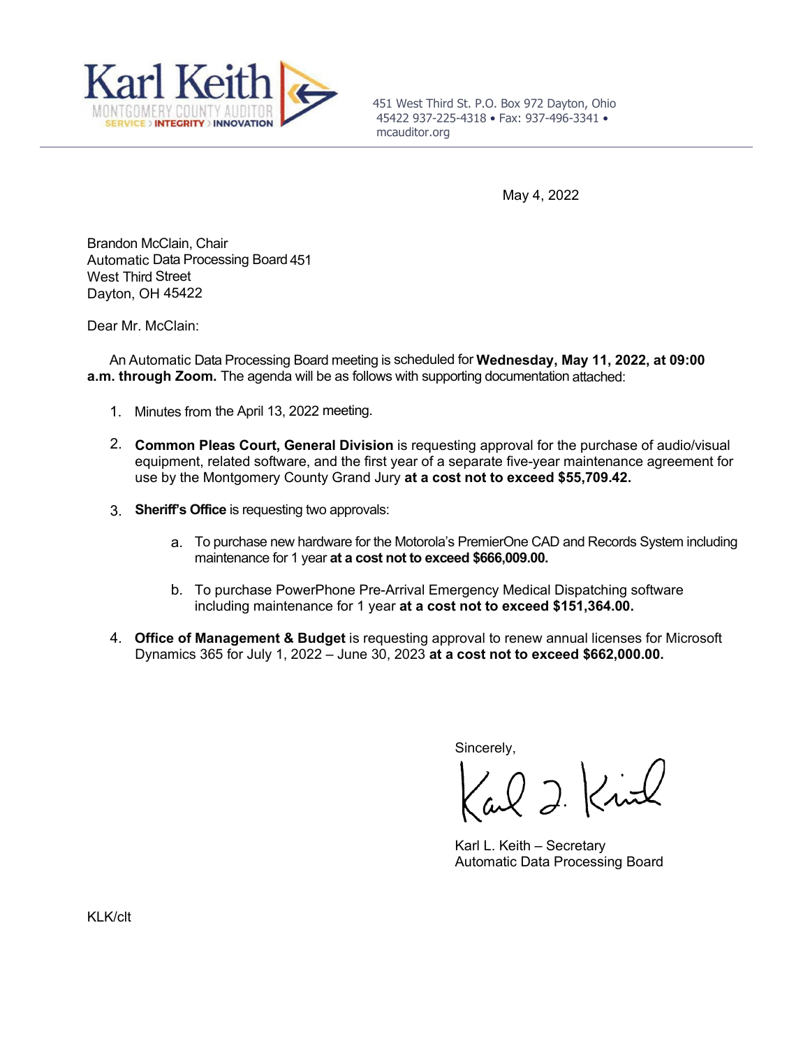**Karl Keith**
MONTGOMERY COUNTY AUDITOR
SERVICE › INTEGRITY › INNOVATION

451 West Third St. P.O. Box 972 Dayton, Ohio 45422 937-225-4318 • Fax: 937-496-3341 • mcauditor.org

May 4, 2022

Brandon McClain, Chair
Automatic Data Processing Board 451
West Third Street
Dayton, OH 45422

Dear Mr. McClain:

An Automatic Data Processing Board meeting is scheduled for **Wednesday, May 11, 2022, at 09:00 a.m. through Zoom.** The agenda will be as follows with supporting documentation attached:

1. Minutes from the April 13, 2022 meeting.

2. **Common Pleas Court, General Division** is requesting approval for the purchase of audio/visual equipment, related software, and the first year of a separate five-year maintenance agreement for use by the Montgomery County Grand Jury **at a cost not to exceed $55,709.42.**

3. **Sheriff's Office** is requesting two approvals:

   a. To purchase new hardware for the Motorola's PremierOne CAD and Records System including maintenance for 1 year **at a cost not to exceed $666,009.00.**

   b. To purchase PowerPhone Pre-Arrival Emergency Medical Dispatching software including maintenance for 1 year **at a cost not to exceed $151,364.00.**

4. **Office of Management & Budget** is requesting approval to renew annual licenses for Microsoft Dynamics 365 for July 1, 2022 – June 30, 2023 **at a cost not to exceed $662,000.00.**

Sincerely,

Karl L. Keith – Secretary
Automatic Data Processing Board

KLK/clt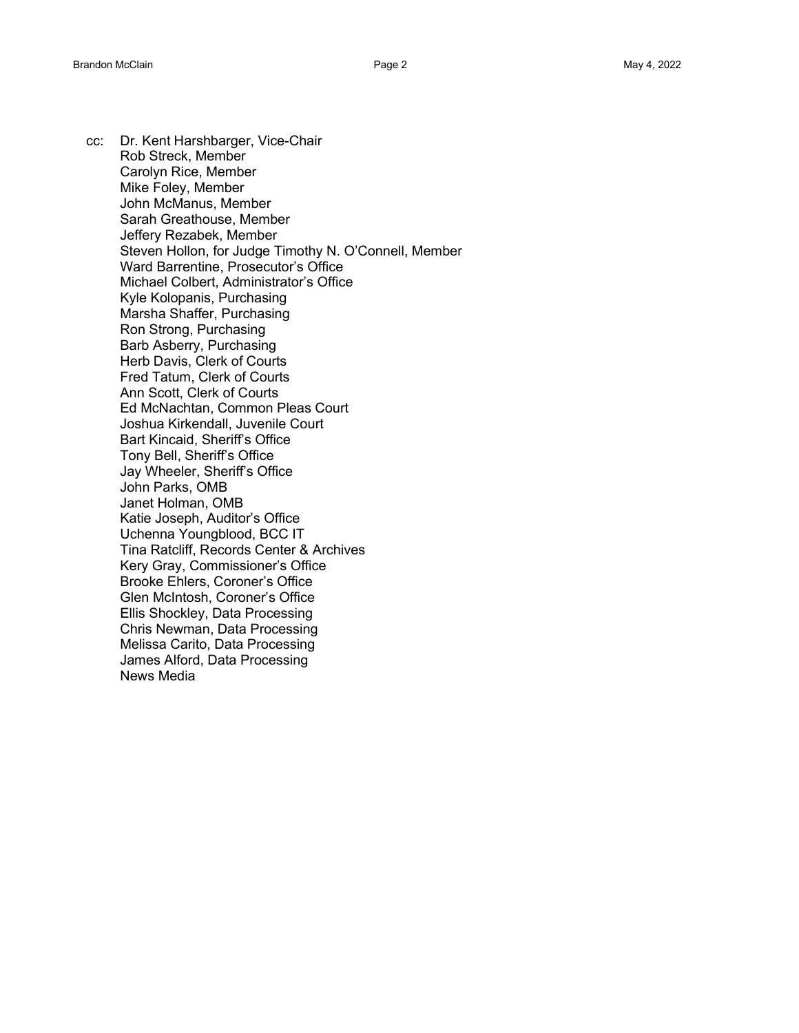cc: Dr. Kent Harshbarger, Vice-Chair
Rob Streck, Member
Carolyn Rice, Member
Mike Foley, Member
John McManus, Member
Sarah Greathouse, Member
Jeffery Rezabek, Member
Steven Hollon, for Judge Timothy N. O'Connell, Member
Ward Barrentine, Prosecutor's Office
Michael Colbert, Administrator's Office
Kyle Kolopanis, Purchasing
Marsha Shaffer, Purchasing
Ron Strong, Purchasing
Barb Asberry, Purchasing
Herb Davis, Clerk of Courts
Fred Tatum, Clerk of Courts
Ann Scott, Clerk of Courts
Ed McNachtan, Common Pleas Court
Joshua Kirkendall, Juvenile Court
Bart Kincaid, Sheriff's Office
Tony Bell, Sheriff's Office
Jay Wheeler, Sheriff's Office
John Parks, OMB
Janet Holman, OMB
Katie Joseph, Auditor's Office
Uchenna Youngblood, BCC IT
Tina Ratcliff, Records Center & Archives
Kery Gray, Commissioner's Office
Brooke Ehlers, Coroner's Office
Glen McIntosh, Coroner's Office
Ellis Shockley, Data Processing
Chris Newman, Data Processing
Melissa Carito, Data Processing
James Alford, Data Processing
News Media